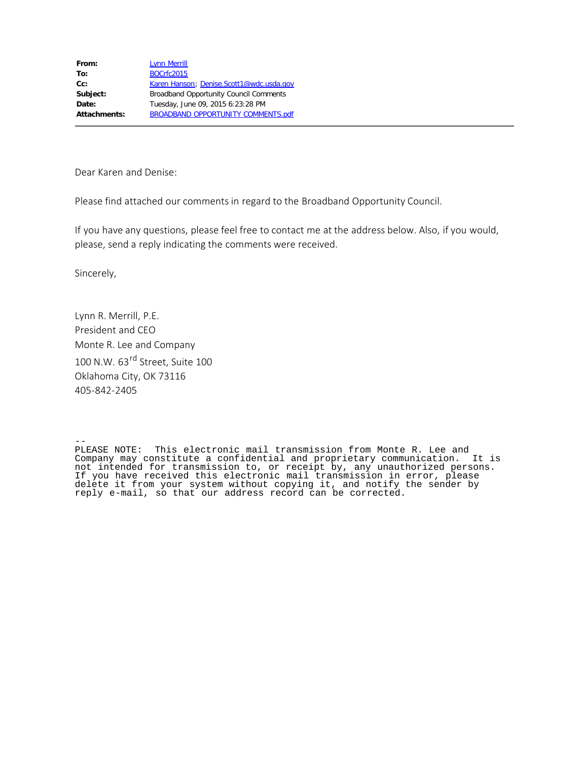| | |
|---|---|
| **From:** | Lynn Merrill |
| **To:** | BOCrfc2015 |
| **Cc:** | Karen Hanson; Denise.Scott1@wdc.usda.gov |
| **Subject:** | Broadband Opportunity Council Comments |
| **Date:** | Tuesday, June 09, 2015 6:23:28 PM |
| **Attachments:** | BROADBAND OPPORTUNITY COMMENTS.pdf |

---

Dear Karen and Denise:

Please find attached our comments in regard to the Broadband Opportunity Council.

If you have any questions, please feel free to contact me at the address below. Also, if you would, please, send a reply indicating the comments were received.

Sincerely,

Lynn R. Merrill, P.E.
President and CEO
Monte R. Lee and Company
100 N.W. 63rd Street, Suite 100
Oklahoma City, OK 73116
405-842-2405

```
--
PLEASE NOTE:  This electronic mail transmission from Monte R. Lee and
Company may constitute a confidential and proprietary communication.  It is
not intended for transmission to, or receipt by, any unauthorized persons.
If you have received this electronic mail transmission in error, please
delete it from your system without copying it, and notify the sender by
reply e-mail, so that our address record can be corrected.
```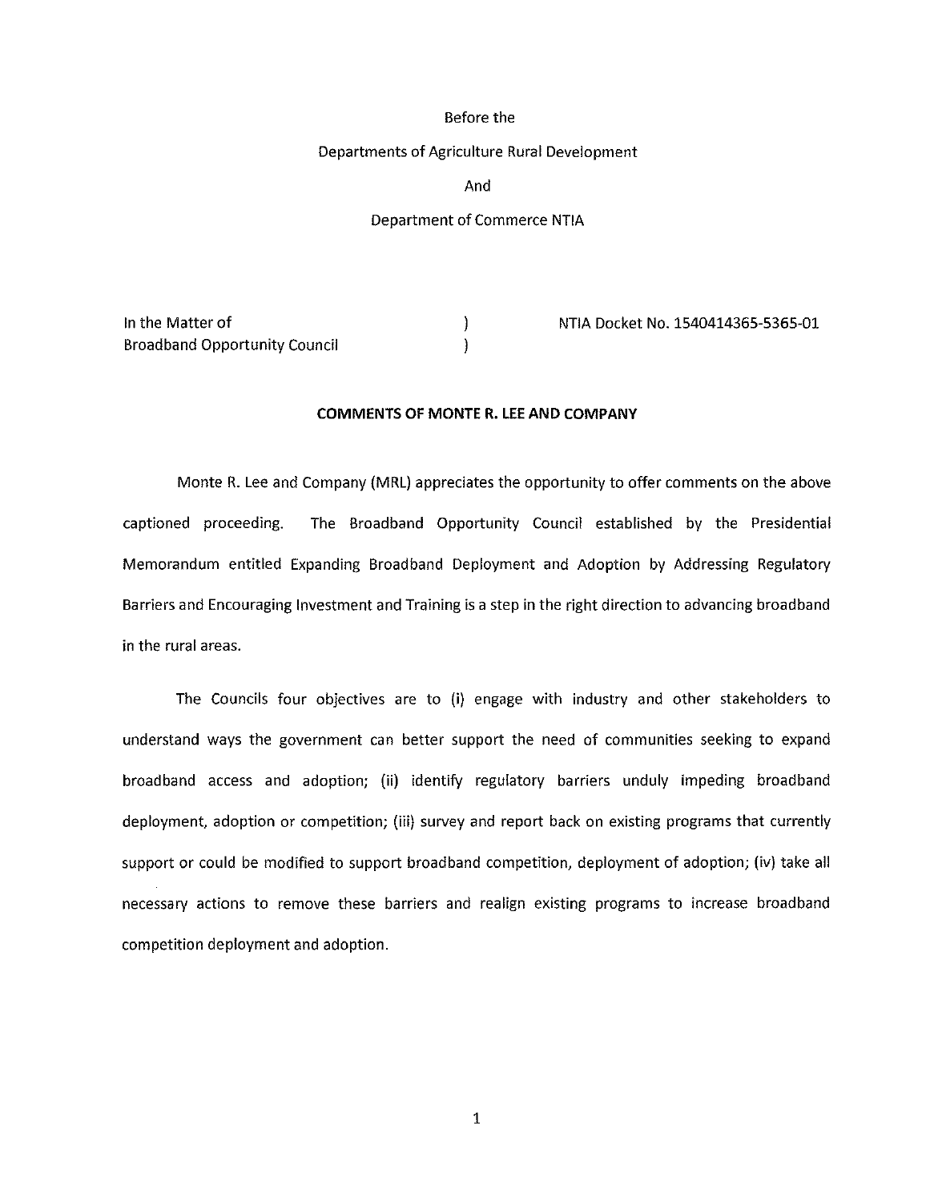Before the

Departments of Agriculture Rural Development

And

Department of Commerce NTIA

| | | |
|---|---|---|
| In the Matter of | ) | NTIA Docket No. 1540414365-5365-01 |
| Broadband Opportunity Council | ) | |

**COMMENTS OF MONTE R. LEE AND COMPANY**

Monte R. Lee and Company (MRL) appreciates the opportunity to offer comments on the above captioned proceeding. The Broadband Opportunity Council established by the Presidential Memorandum entitled Expanding Broadband Deployment and Adoption by Addressing Regulatory Barriers and Encouraging Investment and Training is a step in the right direction to advancing broadband in the rural areas.

The Councils four objectives are to (i) engage with industry and other stakeholders to understand ways the government can better support the need of communities seeking to expand broadband access and adoption; (ii) identify regulatory barriers unduly impeding broadband deployment, adoption or competition; (iii) survey and report back on existing programs that currently support or could be modified to support broadband competition, deployment of adoption; (iv) take all necessary actions to remove these barriers and realign existing programs to increase broadband competition deployment and adoption.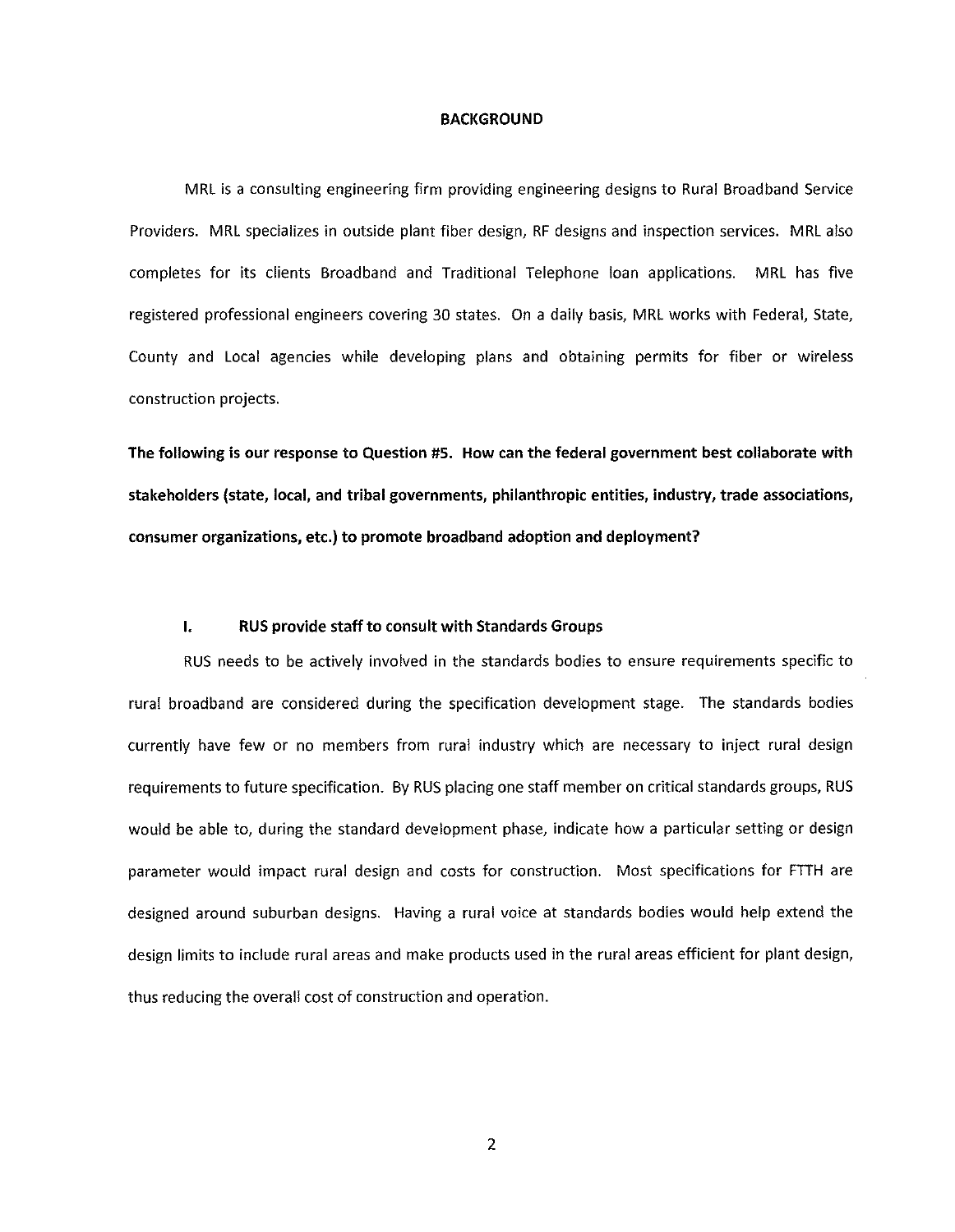## BACKGROUND

MRL is a consulting engineering firm providing engineering designs to Rural Broadband Service Providers. MRL specializes in outside plant fiber design, RF designs and inspection services. MRL also completes for its clients Broadband and Traditional Telephone loan applications. MRL has five registered professional engineers covering 30 states. On a daily basis, MRL works with Federal, State, County and Local agencies while developing plans and obtaining permits for fiber or wireless construction projects.

**The following is our response to Question #5. How can the federal government best collaborate with stakeholders (state, local, and tribal governments, philanthropic entities, industry, trade associations, consumer organizations, etc.) to promote broadband adoption and deployment?**

### I. RUS provide staff to consult with Standards Groups

RUS needs to be actively involved in the standards bodies to ensure requirements specific to rural broadband are considered during the specification development stage. The standards bodies currently have few or no members from rural industry which are necessary to inject rural design requirements to future specification. By RUS placing one staff member on critical standards groups, RUS would be able to, during the standard development phase, indicate how a particular setting or design parameter would impact rural design and costs for construction. Most specifications for FTTH are designed around suburban designs. Having a rural voice at standards bodies would help extend the design limits to include rural areas and make products used in the rural areas efficient for plant design, thus reducing the overall cost of construction and operation.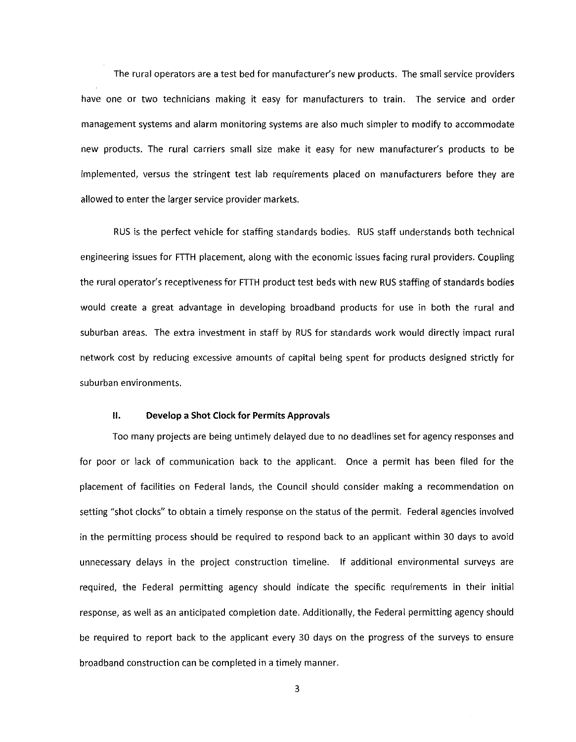The rural operators are a test bed for manufacturer's new products. The small service providers have one or two technicians making it easy for manufacturers to train. The service and order management systems and alarm monitoring systems are also much simpler to modify to accommodate new products. The rural carriers small size make it easy for new manufacturer's products to be implemented, versus the stringent test lab requirements placed on manufacturers before they are allowed to enter the larger service provider markets.

RUS is the perfect vehicle for staffing standards bodies. RUS staff understands both technical engineering issues for FTTH placement, along with the economic issues facing rural providers. Coupling the rural operator's receptiveness for FTTH product test beds with new RUS staffing of standards bodies would create a great advantage in developing broadband products for use in both the rural and suburban areas. The extra investment in staff by RUS for standards work would directly impact rural network cost by reducing excessive amounts of capital being spent for products designed strictly for suburban environments.

### II. Develop a Shot Clock for Permits Approvals

Too many projects are being untimely delayed due to no deadlines set for agency responses and for poor or lack of communication back to the applicant. Once a permit has been filed for the placement of facilities on Federal lands, the Council should consider making a recommendation on setting "shot clocks" to obtain a timely response on the status of the permit. Federal agencies involved in the permitting process should be required to respond back to an applicant within 30 days to avoid unnecessary delays in the project construction timeline. If additional environmental surveys are required, the Federal permitting agency should indicate the specific requirements in their initial response, as well as an anticipated completion date. Additionally, the Federal permitting agency should be required to report back to the applicant every 30 days on the progress of the surveys to ensure broadband construction can be completed in a timely manner.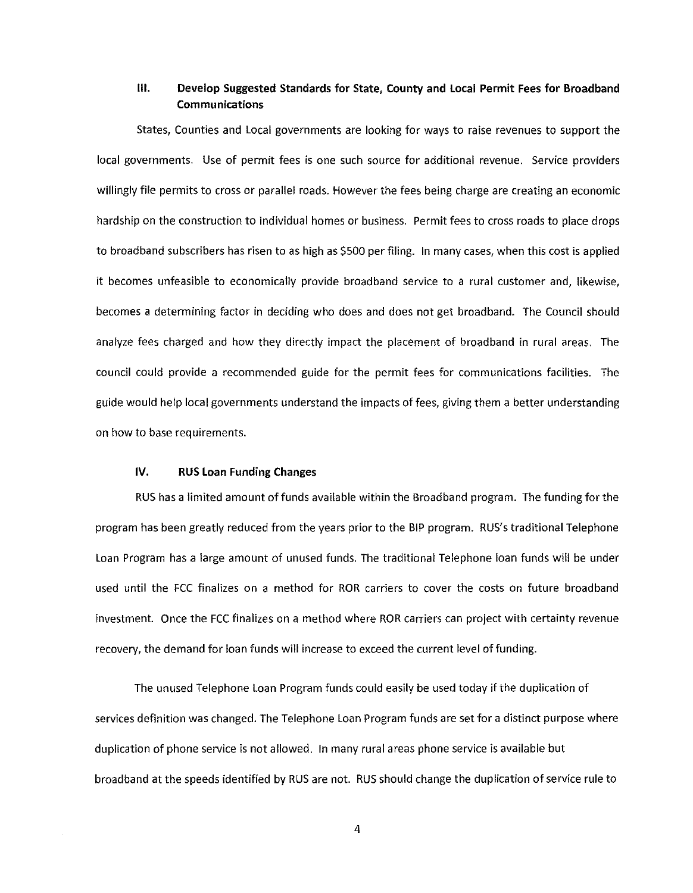## III. Develop Suggested Standards for State, County and Local Permit Fees for Broadband Communications

States, Counties and Local governments are looking for ways to raise revenues to support the local governments. Use of permit fees is one such source for additional revenue. Service providers willingly file permits to cross or parallel roads. However the fees being charge are creating an economic hardship on the construction to individual homes or business. Permit fees to cross roads to place drops to broadband subscribers has risen to as high as $500 per filing. In many cases, when this cost is applied it becomes unfeasible to economically provide broadband service to a rural customer and, likewise, becomes a determining factor in deciding who does and does not get broadband. The Council should analyze fees charged and how they directly impact the placement of broadband in rural areas. The council could provide a recommended guide for the permit fees for communications facilities. The guide would help local governments understand the impacts of fees, giving them a better understanding on how to base requirements.

## IV. RUS Loan Funding Changes

RUS has a limited amount of funds available within the Broadband program. The funding for the program has been greatly reduced from the years prior to the BIP program. RUS's traditional Telephone Loan Program has a large amount of unused funds. The traditional Telephone loan funds will be under used until the FCC finalizes on a method for ROR carriers to cover the costs on future broadband investment. Once the FCC finalizes on a method where ROR carriers can project with certainty revenue recovery, the demand for loan funds will increase to exceed the current level of funding.

The unused Telephone Loan Program funds could easily be used today if the duplication of services definition was changed. The Telephone Loan Program funds are set for a distinct purpose where duplication of phone service is not allowed. In many rural areas phone service is available but broadband at the speeds identified by RUS are not. RUS should change the duplication of service rule to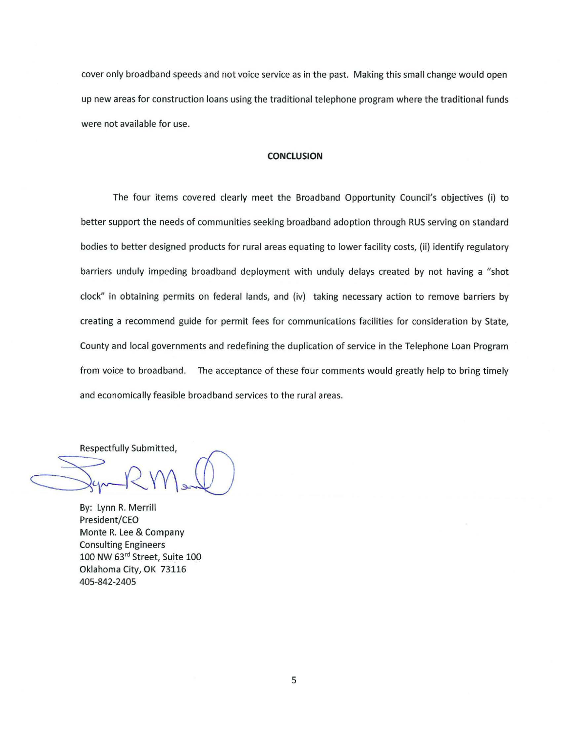cover only broadband speeds and not voice service as in the past. Making this small change would open up new areas for construction loans using the traditional telephone program where the traditional funds were not available for use.

## CONCLUSION

The four items covered clearly meet the Broadband Opportunity Council's objectives (i) to better support the needs of communities seeking broadband adoption through RUS serving on standard bodies to better designed products for rural areas equating to lower facility costs, (ii) identify regulatory barriers unduly impeding broadband deployment with unduly delays created by not having a "shot clock" in obtaining permits on federal lands, and (iv) taking necessary action to remove barriers by creating a recommend guide for permit fees for communications facilities for consideration by State, County and local governments and redefining the duplication of service in the Telephone Loan Program from voice to broadband. The acceptance of these four comments would greatly help to bring timely and economically feasible broadband services to the rural areas.

Respectfully Submitted,

By: Lynn R. Merrill
President/CEO
Monte R. Lee & Company
Consulting Engineers
100 NW 63rd Street, Suite 100
Oklahoma City, OK 73116
405-842-2405